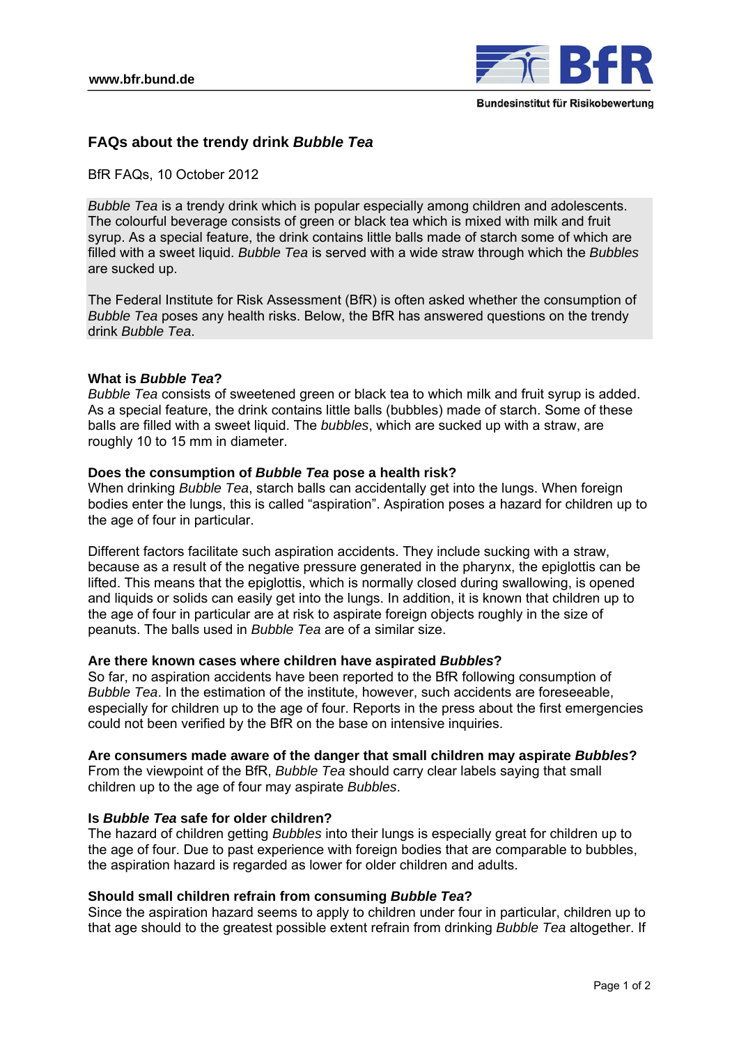www.bfr.bund.de

# FAQs about the trendy drink *Bubble Tea*

BfR FAQs, 10 October 2012

*Bubble Tea* is a trendy drink which is popular especially among children and adolescents. The colourful beverage consists of green or black tea which is mixed with milk and fruit syrup. As a special feature, the drink contains little balls made of starch some of which are filled with a sweet liquid. *Bubble Tea* is served with a wide straw through which the *Bubbles* are sucked up.

The Federal Institute for Risk Assessment (BfR) is often asked whether the consumption of *Bubble Tea* poses any health risks. Below, the BfR has answered questions on the trendy drink *Bubble Tea*.

**What is *Bubble Tea*?**
*Bubble Tea* consists of sweetened green or black tea to which milk and fruit syrup is added. As a special feature, the drink contains little balls (bubbles) made of starch. Some of these balls are filled with a sweet liquid. The *bubbles*, which are sucked up with a straw, are roughly 10 to 15 mm in diameter.

**Does the consumption of *Bubble Tea* pose a health risk?**
When drinking *Bubble Tea*, starch balls can accidentally get into the lungs. When foreign bodies enter the lungs, this is called "aspiration". Aspiration poses a hazard for children up to the age of four in particular.

Different factors facilitate such aspiration accidents. They include sucking with a straw, because as a result of the negative pressure generated in the pharynx, the epiglottis can be lifted. This means that the epiglottis, which is normally closed during swallowing, is opened and liquids or solids can easily get into the lungs. In addition, it is known that children up to the age of four in particular are at risk to aspirate foreign objects roughly in the size of peanuts. The balls used in *Bubble Tea* are of a similar size.

**Are there known cases where children have aspirated *Bubbles*?**
So far, no aspiration accidents have been reported to the BfR following consumption of *Bubble Tea*. In the estimation of the institute, however, such accidents are foreseeable, especially for children up to the age of four. Reports in the press about the first emergencies could not been verified by the BfR on the base on intensive inquiries.

**Are consumers made aware of the danger that small children may aspirate *Bubbles*?**
From the viewpoint of the BfR, *Bubble Tea* should carry clear labels saying that small children up to the age of four may aspirate *Bubbles*.

**Is *Bubble Tea* safe for older children?**
The hazard of children getting *Bubbles* into their lungs is especially great for children up to the age of four. Due to past experience with foreign bodies that are comparable to bubbles, the aspiration hazard is regarded as lower for older children and adults.

**Should small children refrain from consuming *Bubble Tea*?**
Since the aspiration hazard seems to apply to children under four in particular, children up to that age should to the greatest possible extent refrain from drinking *Bubble Tea* altogether. If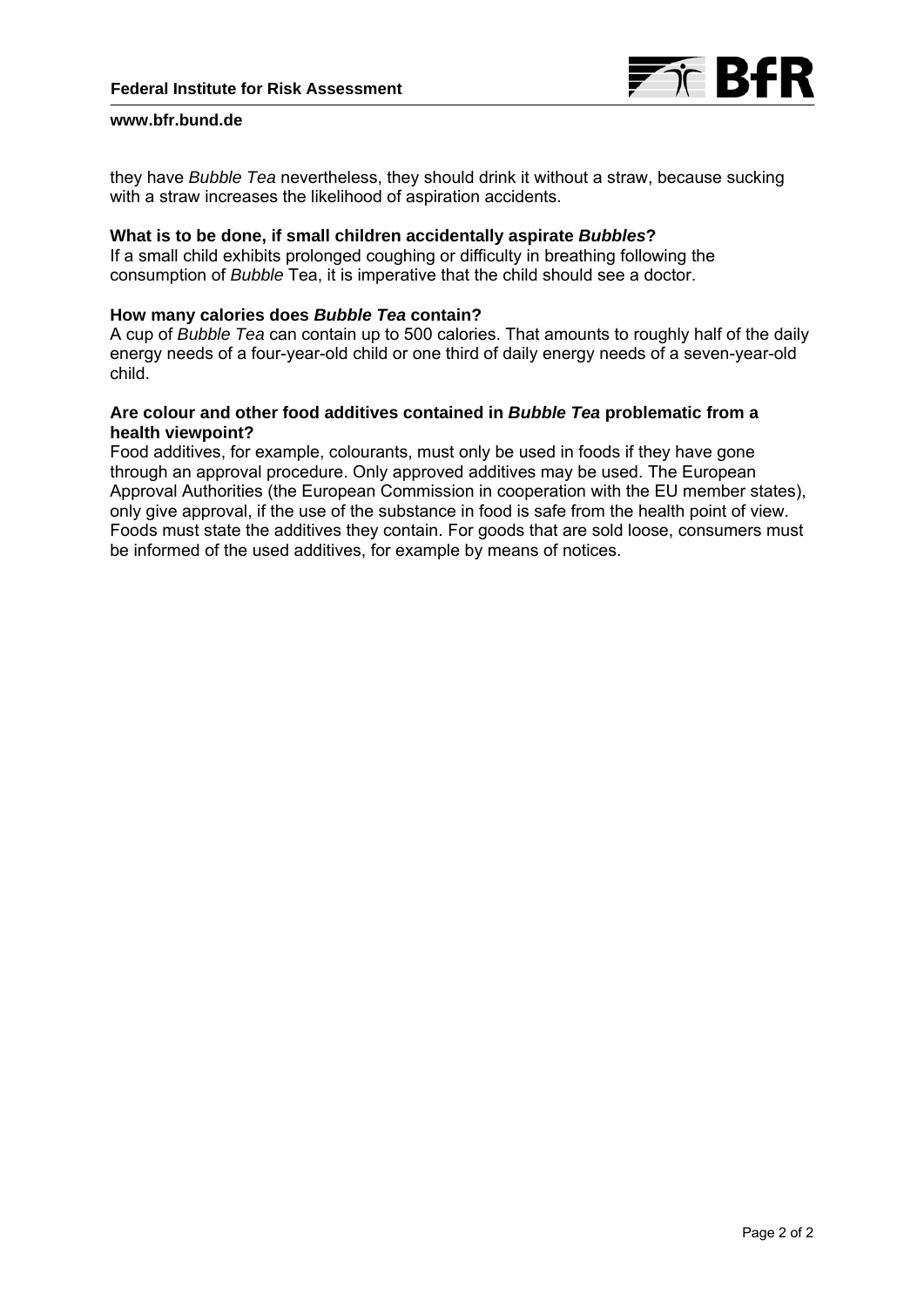they have *Bubble Tea* nevertheless, they should drink it without a straw, because sucking with a straw increases the likelihood of aspiration accidents.

**What is to be done, if small children accidentally aspirate *Bubbles*?**

If a small child exhibits prolonged coughing or difficulty in breathing following the consumption of *Bubble* Tea, it is imperative that the child should see a doctor.

**How many calories does *Bubble Tea* contain?**

A cup of *Bubble Tea* can contain up to 500 calories. That amounts to roughly half of the daily energy needs of a four-year-old child or one third of daily energy needs of a seven-year-old child.

**Are colour and other food additives contained in *Bubble Tea* problematic from a health viewpoint?**

Food additives, for example, colourants, must only be used in foods if they have gone through an approval procedure. Only approved additives may be used. The European Approval Authorities (the European Commission in cooperation with the EU member states), only give approval, if the use of the substance in food is safe from the health point of view. Foods must state the additives they contain. For goods that are sold loose, consumers must be informed of the used additives, for example by means of notices.